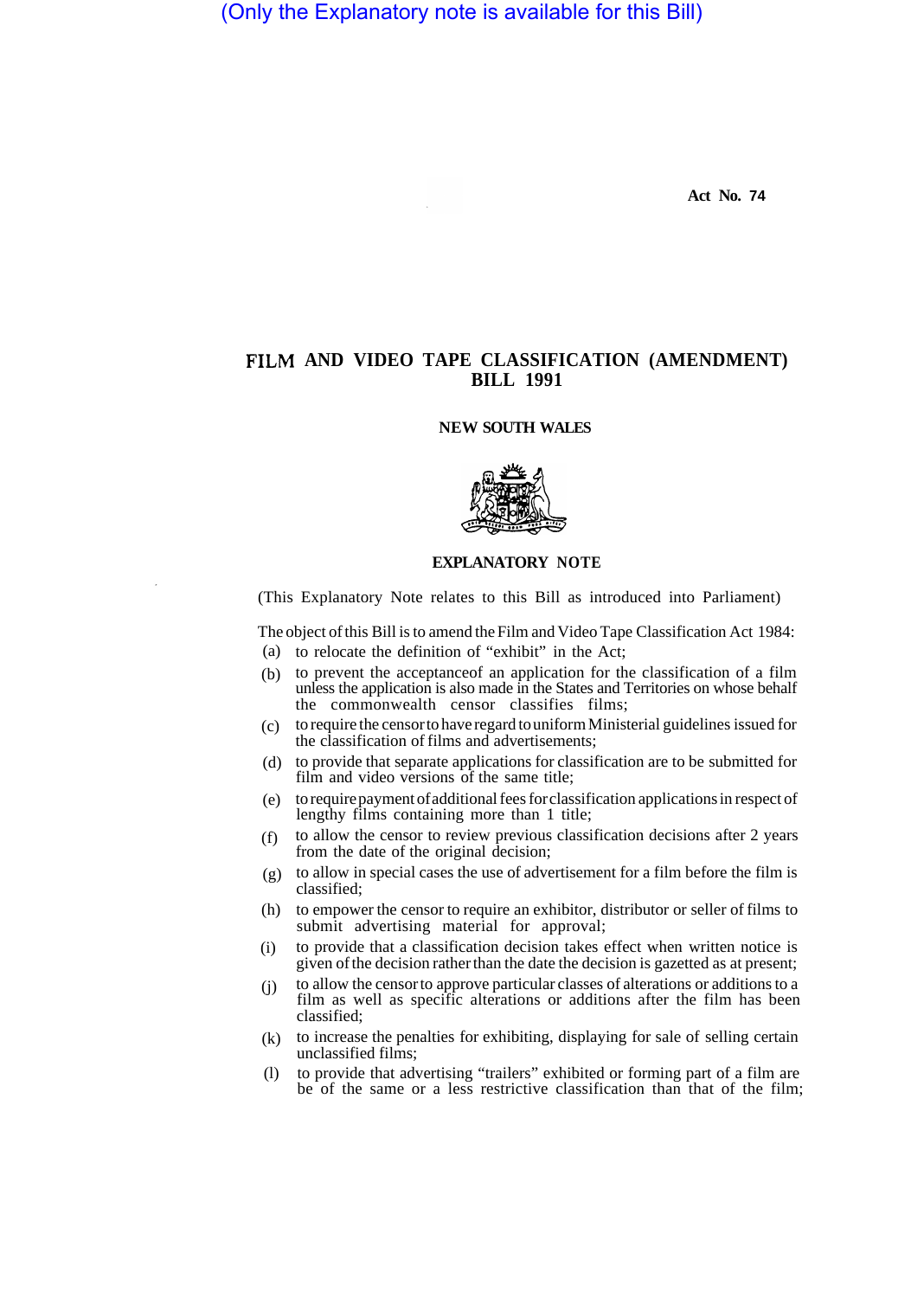(Only the Explanatory note is available for this Bill)

Act No. 74

# FILM AND VIDEO TAPE CLASSIFICATION (AMENDMENT) BILL 1991

NEW SOUTH WALES

## EXPLANATORY NOTE

(This Explanatory Note relates to this Bill as introduced into Parliament)

The object of this Bill is to amend the Film and Video Tape Classification Act 1984:

(a) to relocate the definition of "exhibit" in the Act;

(b) to prevent the acceptance of an application for the classification of a film unless the application is also made in the States and Territories on whose behalf the commonwealth censor classifies films;

(c) to require the censor to have regard to uniform Ministerial guidelines issued for the classification of films and advertisements;

(d) to provide that separate applications for classification are to be submitted for film and video versions of the same title;

(e) to require payment of additional fees for classification applications in respect of lengthy films containing more than 1 title;

(f) to allow the censor to review previous classification decisions after 2 years from the date of the original decision;

(g) to allow in special cases the use of advertisement for a film before the film is classified;

(h) to empower the censor to require an exhibitor, distributor or seller of films to submit advertising material for approval;

(i) to provide that a classification decision takes effect when written notice is given of the decision rather than the date the decision is gazetted as at present;

(j) to allow the censor to approve particular classes of alterations or additions to a film as well as specific alterations or additions after the film has been classified;

(k) to increase the penalties for exhibiting, displaying for sale of selling certain unclassified films;

(l) to provide that advertising "trailers" exhibited or forming part of a film are be of the same or a less restrictive classification than that of the film;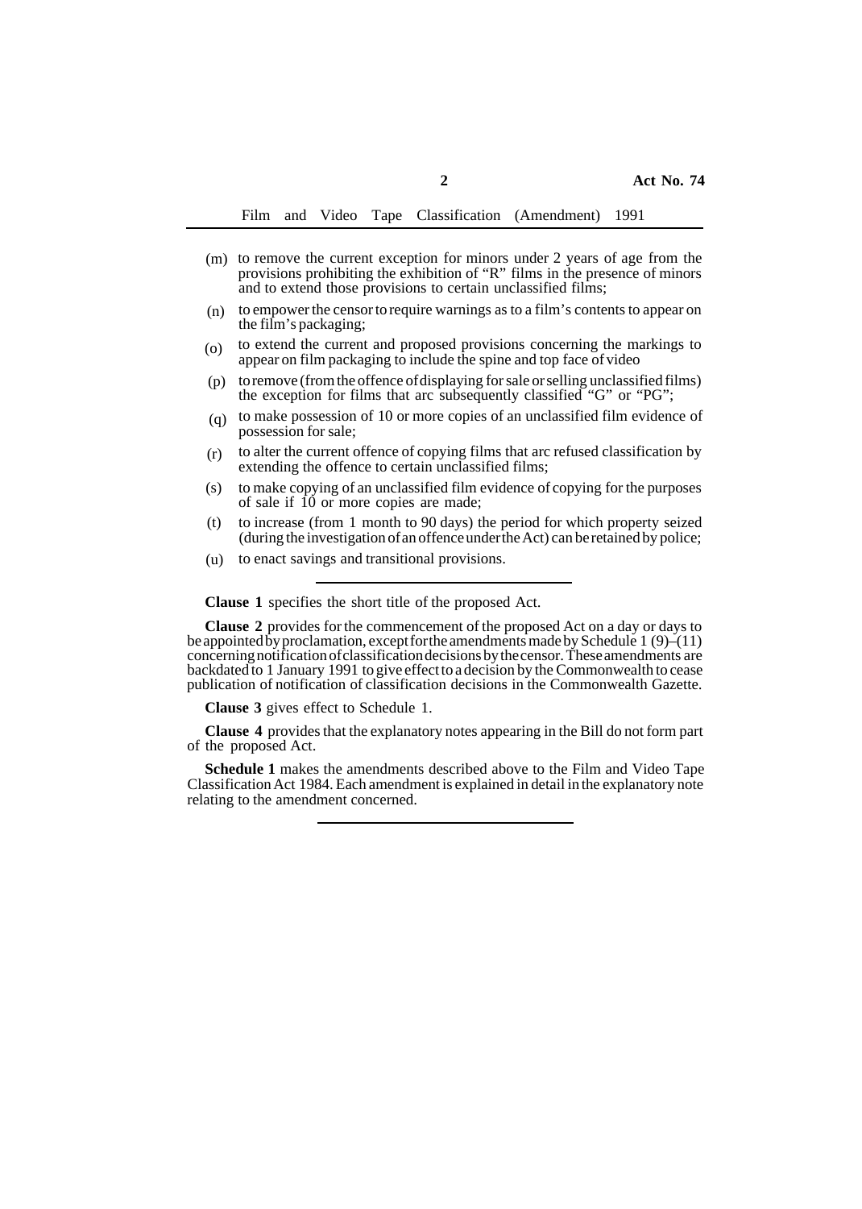(m) to remove the current exception for minors under 2 years of age from the provisions prohibiting the exhibition of "R" films in the presence of minors and to extend those provisions to certain unclassified films;

(n) to empower the censor to require warnings as to a film's contents to appear on the film's packaging;

(o) to extend the current and proposed provisions concerning the markings to appear on film packaging to include the spine and top face of video

(p) to remove (from the offence of displaying for sale or selling unclassified films) the exception for films that arc subsequently classified "G" or "PG";

(q) to make possession of 10 or more copies of an unclassified film evidence of possession for sale;

(r) to alter the current offence of copying films that arc refused classification by extending the offence to certain unclassified films;

(s) to make copying of an unclassified film evidence of copying for the purposes of sale if 10 or more copies are made;

(t) to increase (from 1 month to 90 days) the period for which property seized (during the investigation of an offence under the Act) can be retained by police;

(u) to enact savings and transitional provisions.

---

**Clause 1** specifies the short title of the proposed Act.

**Clause 2** provides for the commencement of the proposed Act on a day or days to be appointed by proclamation, except for the amendments made by Schedule 1 (9)–(11) concerning notification of classification decisions by the censor. These amendments are backdated to 1 January 1991 to give effect to a decision by the Commonwealth to cease publication of notification of classification decisions in the Commonwealth Gazette.

**Clause 3** gives effect to Schedule 1.

**Clause 4** provides that the explanatory notes appearing in the Bill do not form part of the proposed Act.

**Schedule 1** makes the amendments described above to the Film and Video Tape Classification Act 1984. Each amendment is explained in detail in the explanatory note relating to the amendment concerned.

---